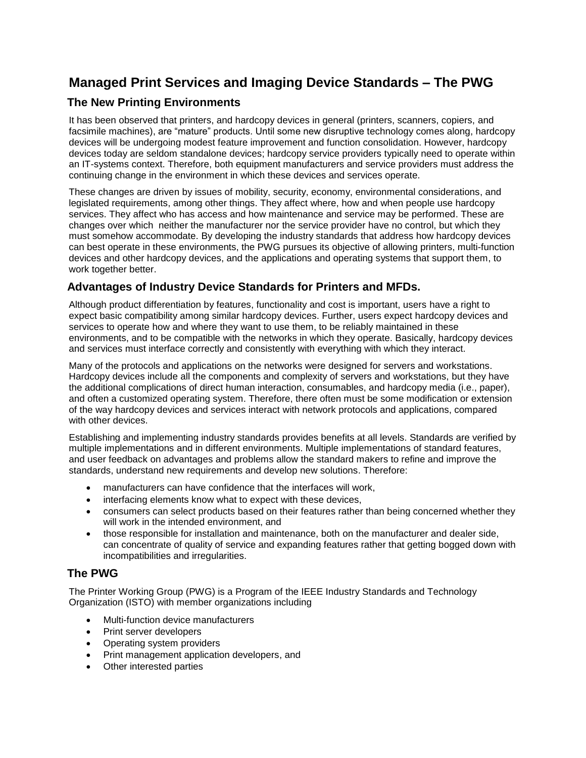# Managed Print Services and Imaging Device Standards – The PWG

## The New Printing Environments

It has been observed that printers, and hardcopy devices in general (printers, scanners, copiers, and facsimile machines), are "mature" products. Until some new disruptive technology comes along, hardcopy devices will be undergoing modest feature improvement and function consolidation. However, hardcopy devices today are seldom standalone devices; hardcopy service providers typically need to operate within an IT-systems context. Therefore, both equipment manufacturers and service providers must address the continuing change in the environment in which these devices and services operate.

These changes are driven by issues of mobility, security, economy, environmental considerations, and legislated requirements, among other things. They affect where, how and when people use hardcopy services. They affect who has access and how maintenance and service may be performed. These are changes over which neither the manufacturer nor the service provider have no control, but which they must somehow accommodate. By developing the industry standards that address how hardcopy devices can best operate in these environments, the PWG pursues its objective of allowing printers, multi-function devices and other hardcopy devices, and the applications and operating systems that support them, to work together better.

## Advantages of Industry Device Standards for Printers and MFDs.

Although product differentiation by features, functionality and cost is important, users have a right to expect basic compatibility among similar hardcopy devices. Further, users expect hardcopy devices and services to operate how and where they want to use them, to be reliably maintained in these environments, and to be compatible with the networks in which they operate. Basically, hardcopy devices and services must interface correctly and consistently with everything with which they interact.

Many of the protocols and applications on the networks were designed for servers and workstations. Hardcopy devices include all the components and complexity of servers and workstations, but they have the additional complications of direct human interaction, consumables, and hardcopy media (i.e., paper), and often a customized operating system. Therefore, there often must be some modification or extension of the way hardcopy devices and services interact with network protocols and applications, compared with other devices.

Establishing and implementing industry standards provides benefits at all levels. Standards are verified by multiple implementations and in different environments. Multiple implementations of standard features, and user feedback on advantages and problems allow the standard makers to refine and improve the standards, understand new requirements and develop new solutions. Therefore:

- manufacturers can have confidence that the interfaces will work,
- interfacing elements know what to expect with these devices,
- consumers can select products based on their features rather than being concerned whether they will work in the intended environment, and
- those responsible for installation and maintenance, both on the manufacturer and dealer side, can concentrate of quality of service and expanding features rather that getting bogged down with incompatibilities and irregularities.

## The PWG

The Printer Working Group (PWG) is a Program of the IEEE Industry Standards and Technology Organization (ISTO) with member organizations including

- Multi-function device manufacturers
- Print server developers
- Operating system providers
- Print management application developers, and
- Other interested parties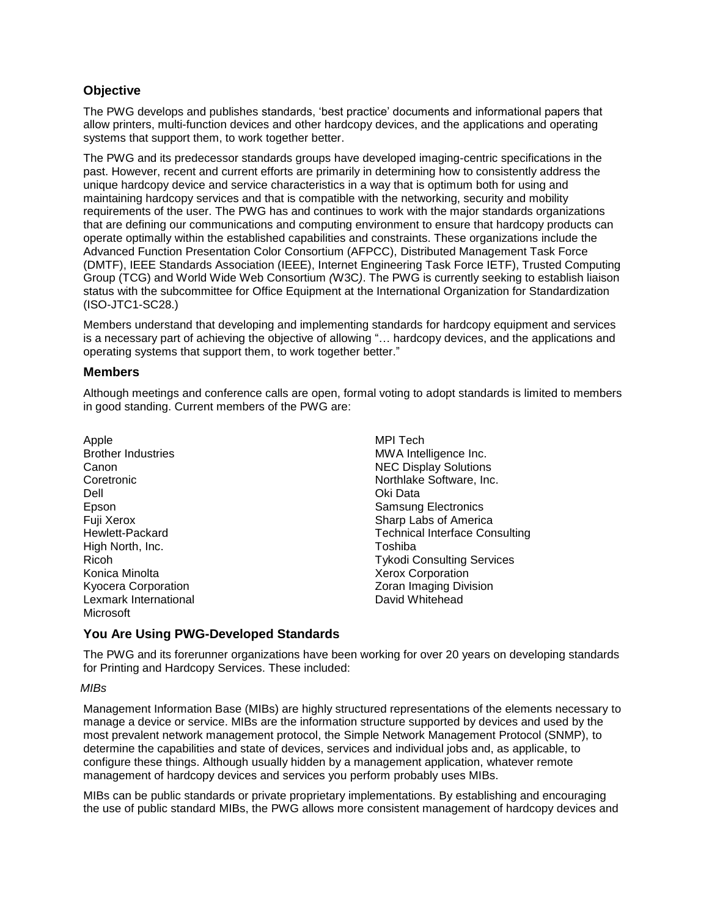## Objective

The PWG develops and publishes standards, 'best practice' documents and informational papers that allow printers, multi-function devices and other hardcopy devices, and the applications and operating systems that support them, to work together better.

The PWG and its predecessor standards groups have developed imaging-centric specifications in the past. However, recent and current efforts are primarily in determining how to consistently address the unique hardcopy device and service characteristics in a way that is optimum both for using and maintaining hardcopy services and that is compatible with the networking, security and mobility requirements of the user. The PWG has and continues to work with the major standards organizations that are defining our communications and computing environment to ensure that hardcopy products can operate optimally within the established capabilities and constraints. These organizations include the Advanced Function Presentation Color Consortium (AFPCC), Distributed Management Task Force (DMTF), IEEE Standards Association (IEEE), Internet Engineering Task Force IETF), Trusted Computing Group (TCG) and World Wide Web Consortium *(*W3C*)*. The PWG is currently seeking to establish liaison status with the subcommittee for Office Equipment at the International Organization for Standardization (ISO-JTC1-SC28.)

Members understand that developing and implementing standards for hardcopy equipment and services is a necessary part of achieving the objective of allowing "… hardcopy devices, and the applications and operating systems that support them, to work together better."

## Members

Although meetings and conference calls are open, formal voting to adopt standards is limited to members in good standing. Current members of the PWG are:

Apple
Brother Industries
Canon
Coretronic
Dell
Epson
Fuji Xerox
Hewlett-Packard
High North, Inc.
Ricoh
Konica Minolta
Kyocera Corporation
Lexmark International
Microsoft
MPI Tech
MWA Intelligence Inc.
NEC Display Solutions
Northlake Software, Inc.
Oki Data
Samsung Electronics
Sharp Labs of America
Technical Interface Consulting
Toshiba
Tykodi Consulting Services
Xerox Corporation
Zoran Imaging Division
David Whitehead

## You Are Using PWG-Developed Standards

The PWG and its forerunner organizations have been working for over 20 years on developing standards for Printing and Hardcopy Services. These included:

*MIBs*

Management Information Base (MIBs) are highly structured representations of the elements necessary to manage a device or service. MIBs are the information structure supported by devices and used by the most prevalent network management protocol, the Simple Network Management Protocol (SNMP), to determine the capabilities and state of devices, services and individual jobs and, as applicable, to configure these things. Although usually hidden by a management application, whatever remote management of hardcopy devices and services you perform probably uses MIBs.

MIBs can be public standards or private proprietary implementations. By establishing and encouraging the use of public standard MIBs, the PWG allows more consistent management of hardcopy devices and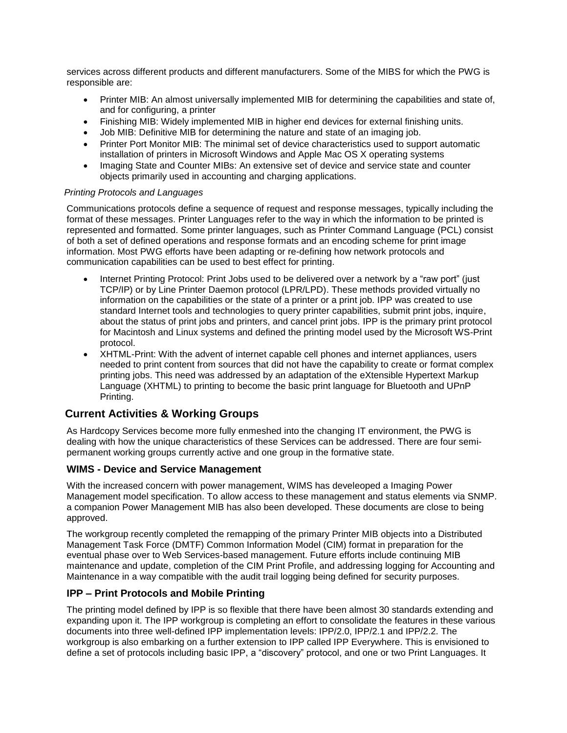services across different products and different manufacturers. Some of the MIBS for which the PWG is responsible are:

- Printer MIB: An almost universally implemented MIB for determining the capabilities and state of, and for configuring, a printer
- Finishing MIB: Widely implemented MIB in higher end devices for external finishing units.
- Job MIB: Definitive MIB for determining the nature and state of an imaging job.
- Printer Port Monitor MIB: The minimal set of device characteristics used to support automatic installation of printers in Microsoft Windows and Apple Mac OS X operating systems
- Imaging State and Counter MIBs: An extensive set of device and service state and counter objects primarily used in accounting and charging applications.

*Printing Protocols and Languages*

Communications protocols define a sequence of request and response messages, typically including the format of these messages. Printer Languages refer to the way in which the information to be printed is represented and formatted. Some printer languages, such as Printer Command Language (PCL) consist of both a set of defined operations and response formats and an encoding scheme for print image information. Most PWG efforts have been adapting or re-defining how network protocols and communication capabilities can be used to best effect for printing.

- Internet Printing Protocol: Print Jobs used to be delivered over a network by a "raw port" (just TCP/IP) or by Line Printer Daemon protocol (LPR/LPD). These methods provided virtually no information on the capabilities or the state of a printer or a print job. IPP was created to use standard Internet tools and technologies to query printer capabilities, submit print jobs, inquire, about the status of print jobs and printers, and cancel print jobs. IPP is the primary print protocol for Macintosh and Linux systems and defined the printing model used by the Microsoft WS-Print protocol.
- XHTML-Print: With the advent of internet capable cell phones and internet appliances, users needed to print content from sources that did not have the capability to create or format complex printing jobs. This need was addressed by an adaptation of the eXtensible Hypertext Markup Language (XHTML) to printing to become the basic print language for Bluetooth and UPnP Printing.

## Current Activities & Working Groups

As Hardcopy Services become more fully enmeshed into the changing IT environment, the PWG is dealing with how the unique characteristics of these Services can be addressed. There are four semi-permanent working groups currently active and one group in the formative state.

### WIMS - Device and Service Management

With the increased concern with power management, WIMS has develeoped a Imaging Power Management model specification. To allow access to these management and status elements via SNMP. a companion Power Management MIB has also been developed. These documents are close to being approved.

The workgroup recently completed the remapping of the primary Printer MIB objects into a Distributed Management Task Force (DMTF) Common Information Model (CIM) format in preparation for the eventual phase over to Web Services-based management. Future efforts include continuing MIB maintenance and update, completion of the CIM Print Profile, and addressing logging for Accounting and Maintenance in a way compatible with the audit trail logging being defined for security purposes.

### IPP – Print Protocols and Mobile Printing

The printing model defined by IPP is so flexible that there have been almost 30 standards extending and expanding upon it. The IPP workgroup is completing an effort to consolidate the features in these various documents into three well-defined IPP implementation levels: IPP/2.0, IPP/2.1 and IPP/2.2. The workgroup is also embarking on a further extension to IPP called IPP Everywhere. This is envisioned to define a set of protocols including basic IPP, a "discovery" protocol, and one or two Print Languages. It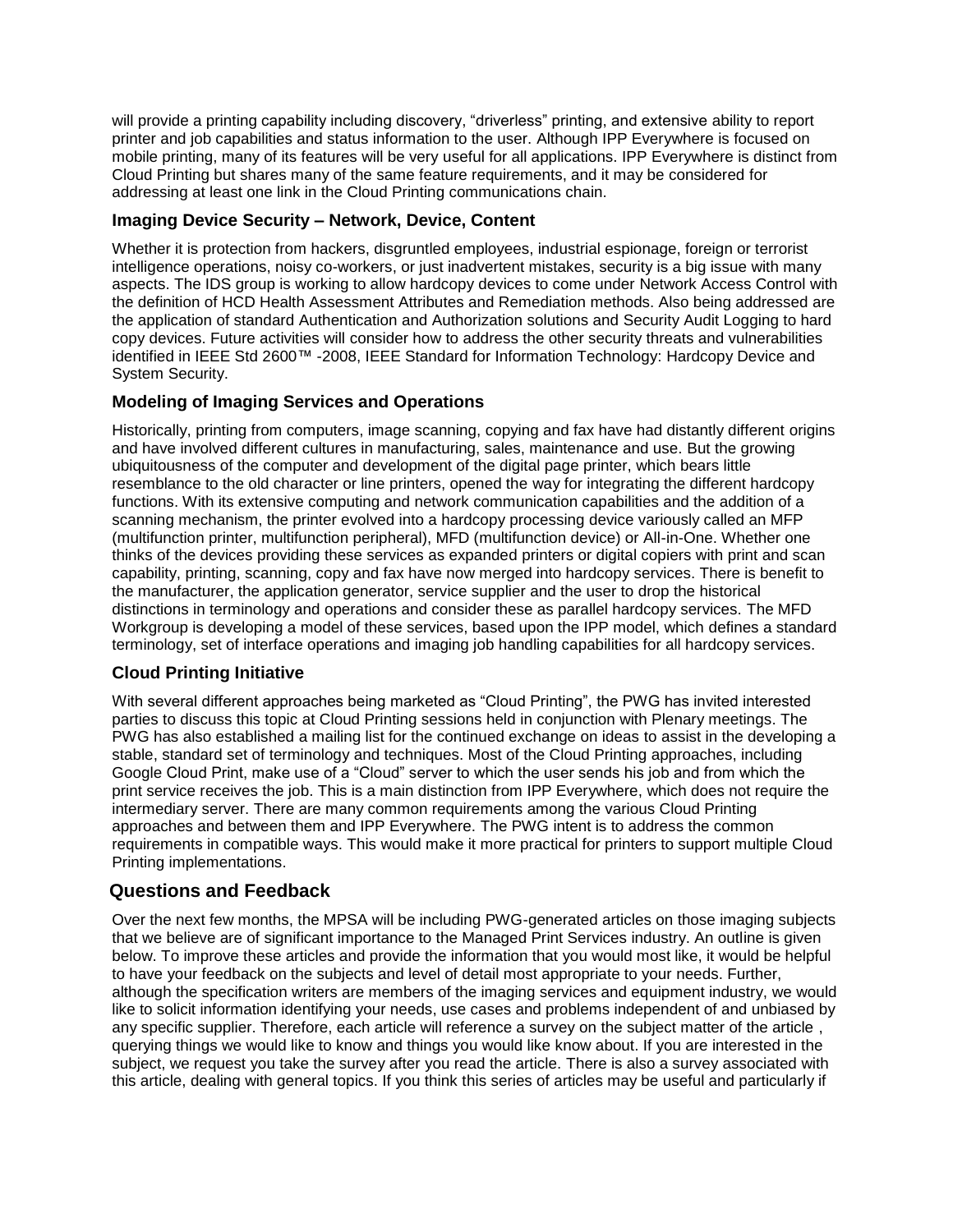will provide a printing capability including discovery, "driverless" printing, and extensive ability to report printer and job capabilities and status information to the user. Although IPP Everywhere is focused on mobile printing, many of its features will be very useful for all applications. IPP Everywhere is distinct from Cloud Printing but shares many of the same feature requirements, and it may be considered for addressing at least one link in the Cloud Printing communications chain.

### Imaging Device Security – Network, Device, Content

Whether it is protection from hackers, disgruntled employees, industrial espionage, foreign or terrorist intelligence operations, noisy co-workers, or just inadvertent mistakes, security is a big issue with many aspects. The IDS group is working to allow hardcopy devices to come under Network Access Control with the definition of HCD Health Assessment Attributes and Remediation methods. Also being addressed are the application of standard Authentication and Authorization solutions and Security Audit Logging to hard copy devices. Future activities will consider how to address the other security threats and vulnerabilities identified in IEEE Std 2600™ -2008, IEEE Standard for Information Technology: Hardcopy Device and System Security.

### Modeling of Imaging Services and Operations

Historically, printing from computers, image scanning, copying and fax have had distantly different origins and have involved different cultures in manufacturing, sales, maintenance and use. But the growing ubiquitousness of the computer and development of the digital page printer, which bears little resemblance to the old character or line printers, opened the way for integrating the different hardcopy functions. With its extensive computing and network communication capabilities and the addition of a scanning mechanism, the printer evolved into a hardcopy processing device variously called an MFP (multifunction printer, multifunction peripheral), MFD (multifunction device) or All-in-One. Whether one thinks of the devices providing these services as expanded printers or digital copiers with print and scan capability, printing, scanning, copy and fax have now merged into hardcopy services. There is benefit to the manufacturer, the application generator, service supplier and the user to drop the historical distinctions in terminology and operations and consider these as parallel hardcopy services. The MFD Workgroup is developing a model of these services, based upon the IPP model, which defines a standard terminology, set of interface operations and imaging job handling capabilities for all hardcopy services.

### Cloud Printing Initiative

With several different approaches being marketed as "Cloud Printing", the PWG has invited interested parties to discuss this topic at Cloud Printing sessions held in conjunction with Plenary meetings. The PWG has also established a mailing list for the continued exchange on ideas to assist in the developing a stable, standard set of terminology and techniques. Most of the Cloud Printing approaches, including Google Cloud Print, make use of a "Cloud" server to which the user sends his job and from which the print service receives the job. This is a main distinction from IPP Everywhere, which does not require the intermediary server. There are many common requirements among the various Cloud Printing approaches and between them and IPP Everywhere. The PWG intent is to address the common requirements in compatible ways. This would make it more practical for printers to support multiple Cloud Printing implementations.

## Questions and Feedback

Over the next few months, the MPSA will be including PWG-generated articles on those imaging subjects that we believe are of significant importance to the Managed Print Services industry. An outline is given below. To improve these articles and provide the information that you would most like, it would be helpful to have your feedback on the subjects and level of detail most appropriate to your needs. Further, although the specification writers are members of the imaging services and equipment industry, we would like to solicit information identifying your needs, use cases and problems independent of and unbiased by any specific supplier. Therefore, each article will reference a survey on the subject matter of the article , querying things we would like to know and things you would like know about. If you are interested in the subject, we request you take the survey after you read the article. There is also a survey associated with this article, dealing with general topics. If you think this series of articles may be useful and particularly if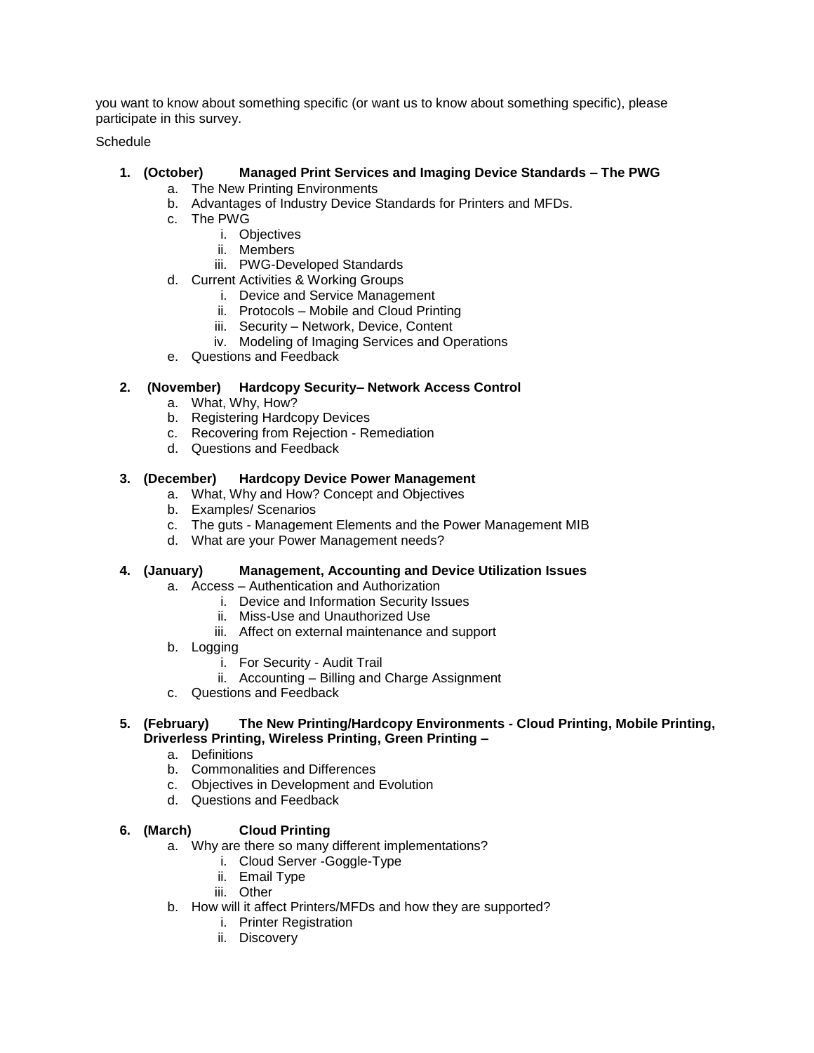you want to know about something specific (or want us to know about something specific), please participate in this survey.

Schedule

1. **(October) Managed Print Services and Imaging Device Standards – The PWG**
    a. The New Printing Environments
    b. Advantages of Industry Device Standards for Printers and MFDs.
    c. The PWG
        i. Objectives
        ii. Members
        iii. PWG-Developed Standards
    d. Current Activities & Working Groups
        i. Device and Service Management
        ii. Protocols – Mobile and Cloud Printing
        iii. Security – Network, Device, Content
        iv. Modeling of Imaging Services and Operations
    e. Questions and Feedback

2. **(November) Hardcopy Security– Network Access Control**
    a. What, Why, How?
    b. Registering Hardcopy Devices
    c. Recovering from Rejection - Remediation
    d. Questions and Feedback

3. **(December) Hardcopy Device Power Management**
    a. What, Why and How? Concept and Objectives
    b. Examples/ Scenarios
    c. The guts - Management Elements and the Power Management MIB
    d. What are your Power Management needs?

4. **(January) Management, Accounting and Device Utilization Issues**
    a. Access – Authentication and Authorization
        i. Device and Information Security Issues
        ii. Miss-Use and Unauthorized Use
        iii. Affect on external maintenance and support
    b. Logging
        i. For Security - Audit Trail
        ii. Accounting – Billing and Charge Assignment
    c. Questions and Feedback

5. **(February) The New Printing/Hardcopy Environments - Cloud Printing, Mobile Printing, Driverless Printing, Wireless Printing, Green Printing –**
    a. Definitions
    b. Commonalities and Differences
    c. Objectives in Development and Evolution
    d. Questions and Feedback

6. **(March) Cloud Printing**
    a. Why are there so many different implementations?
        i. Cloud Server -Goggle-Type
        ii. Email Type
        iii. Other
    b. How will it affect Printers/MFDs and how they are supported?
        i. Printer Registration
        ii. Discovery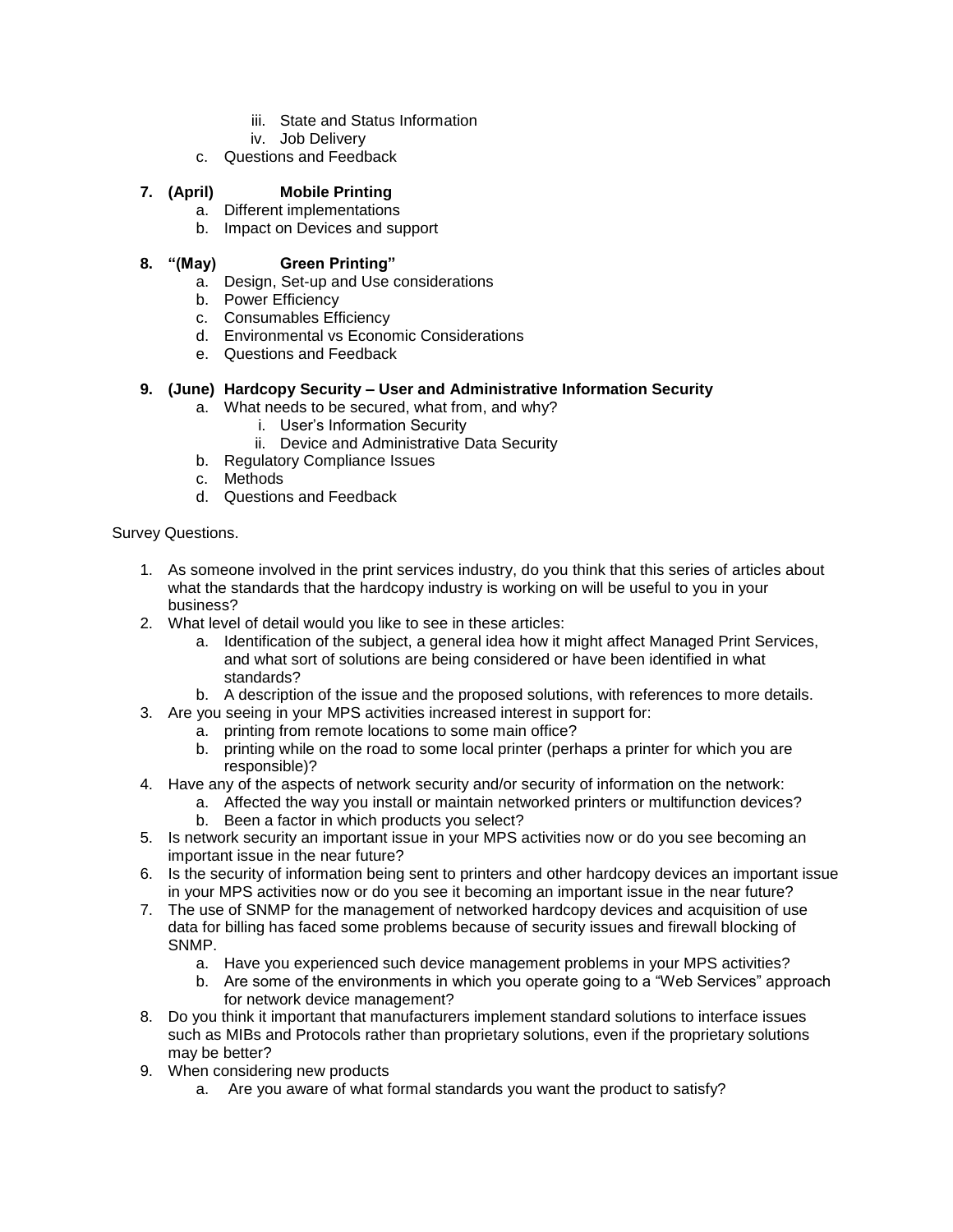- iii. State and Status Information
   - iv. Job Delivery
- c. Questions and Feedback

**7. (April) Mobile Printing**

- a. Different implementations
- b. Impact on Devices and support

**8. "(May) Green Printing"**

- a. Design, Set-up and Use considerations
- b. Power Efficiency
- c. Consumables Efficiency
- d. Environmental vs Economic Considerations
- e. Questions and Feedback

**9. (June) Hardcopy Security – User and Administrative Information Security**

- a. What needs to be secured, what from, and why?
   - i. User's Information Security
   - ii. Device and Administrative Data Security
- b. Regulatory Compliance Issues
- c. Methods
- d. Questions and Feedback

Survey Questions.

1. As someone involved in the print services industry, do you think that this series of articles about what the standards that the hardcopy industry is working on will be useful to you in your business?
2. What level of detail would you like to see in these articles:
   - a. Identification of the subject, a general idea how it might affect Managed Print Services, and what sort of solutions are being considered or have been identified in what standards?
   - b. A description of the issue and the proposed solutions, with references to more details.
3. Are you seeing in your MPS activities increased interest in support for:
   - a. printing from remote locations to some main office?
   - b. printing while on the road to some local printer (perhaps a printer for which you are responsible)?
4. Have any of the aspects of network security and/or security of information on the network:
   - a. Affected the way you install or maintain networked printers or multifunction devices?
   - b. Been a factor in which products you select?
5. Is network security an important issue in your MPS activities now or do you see becoming an important issue in the near future?
6. Is the security of information being sent to printers and other hardcopy devices an important issue in your MPS activities now or do you see it becoming an important issue in the near future?
7. The use of SNMP for the management of networked hardcopy devices and acquisition of use data for billing has faced some problems because of security issues and firewall blocking of SNMP.
   - a. Have you experienced such device management problems in your MPS activities?
   - b. Are some of the environments in which you operate going to a "Web Services" approach for network device management?
8. Do you think it important that manufacturers implement standard solutions to interface issues such as MIBs and Protocols rather than proprietary solutions, even if the proprietary solutions may be better?
9. When considering new products
   - a. Are you aware of what formal standards you want the product to satisfy?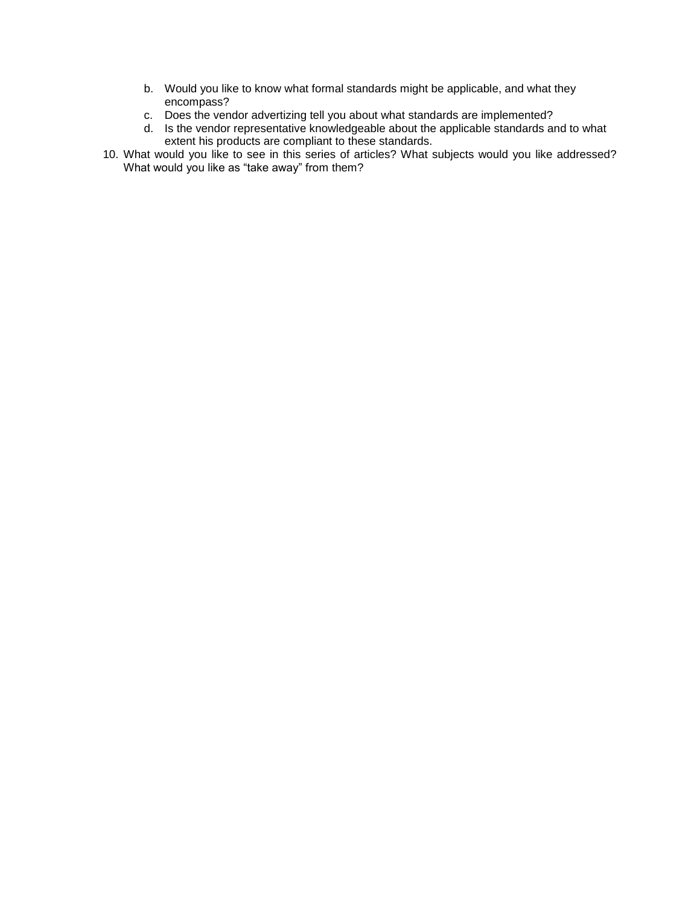b. Would you like to know what formal standards might be applicable, and what they encompass?
  c. Does the vendor advertizing tell you about what standards are implemented?
  d. Is the vendor representative knowledgeable about the applicable standards and to what extent his products are compliant to these standards.

10. What would you like to see in this series of articles? What subjects would you like addressed? What would you like as “take away” from them?